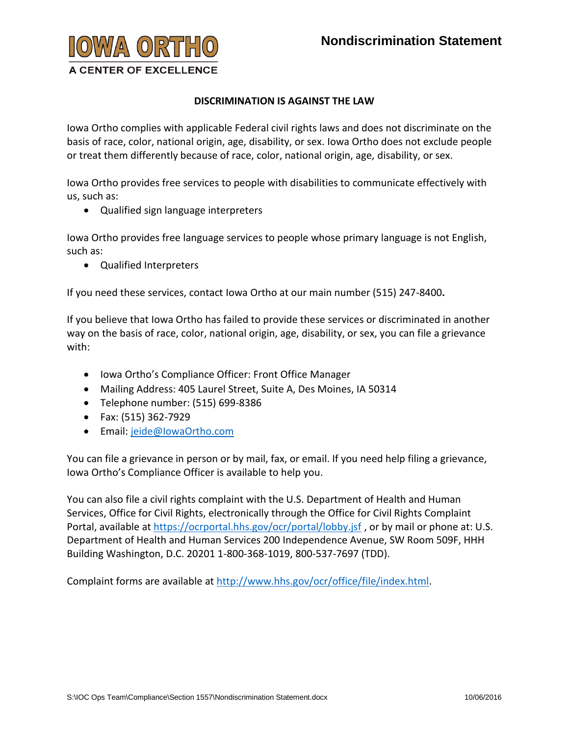# IOWA ORTHO

A CENTER OF EXCELLENCE

## Nondiscrimination Statement

**DISCRIMINATION IS AGAINST THE LAW**

Iowa Ortho complies with applicable Federal civil rights laws and does not discriminate on the basis of race, color, national origin, age, disability, or sex. Iowa Ortho does not exclude people or treat them differently because of race, color, national origin, age, disability, or sex.

Iowa Ortho provides free services to people with disabilities to communicate effectively with us, such as:

- Qualified sign language interpreters

Iowa Ortho provides free language services to people whose primary language is not English, such as:

- Qualified Interpreters

If you need these services, contact Iowa Ortho at our main number (515) 247-8400**.**

If you believe that Iowa Ortho has failed to provide these services or discriminated in another way on the basis of race, color, national origin, age, disability, or sex, you can file a grievance with:

- Iowa Ortho's Compliance Officer: Front Office Manager
- Mailing Address: 405 Laurel Street, Suite A, Des Moines, IA 50314
- Telephone number: (515) 699-8386
- Fax: (515) 362-7929
- Email: jeide@IowaOrtho.com

You can file a grievance in person or by mail, fax, or email. If you need help filing a grievance, Iowa Ortho's Compliance Officer is available to help you.

You can also file a civil rights complaint with the U.S. Department of Health and Human Services, Office for Civil Rights, electronically through the Office for Civil Rights Complaint Portal, available at https://ocrportal.hhs.gov/ocr/portal/lobby.jsf , or by mail or phone at: U.S. Department of Health and Human Services 200 Independence Avenue, SW Room 509F, HHH Building Washington, D.C. 20201 1-800-368-1019, 800-537-7697 (TDD).

Complaint forms are available at http://www.hhs.gov/ocr/office/file/index.html.

S:\IOC Ops Team\Compliance\Section 1557\Nondiscrimination Statement.docx 10/06/2016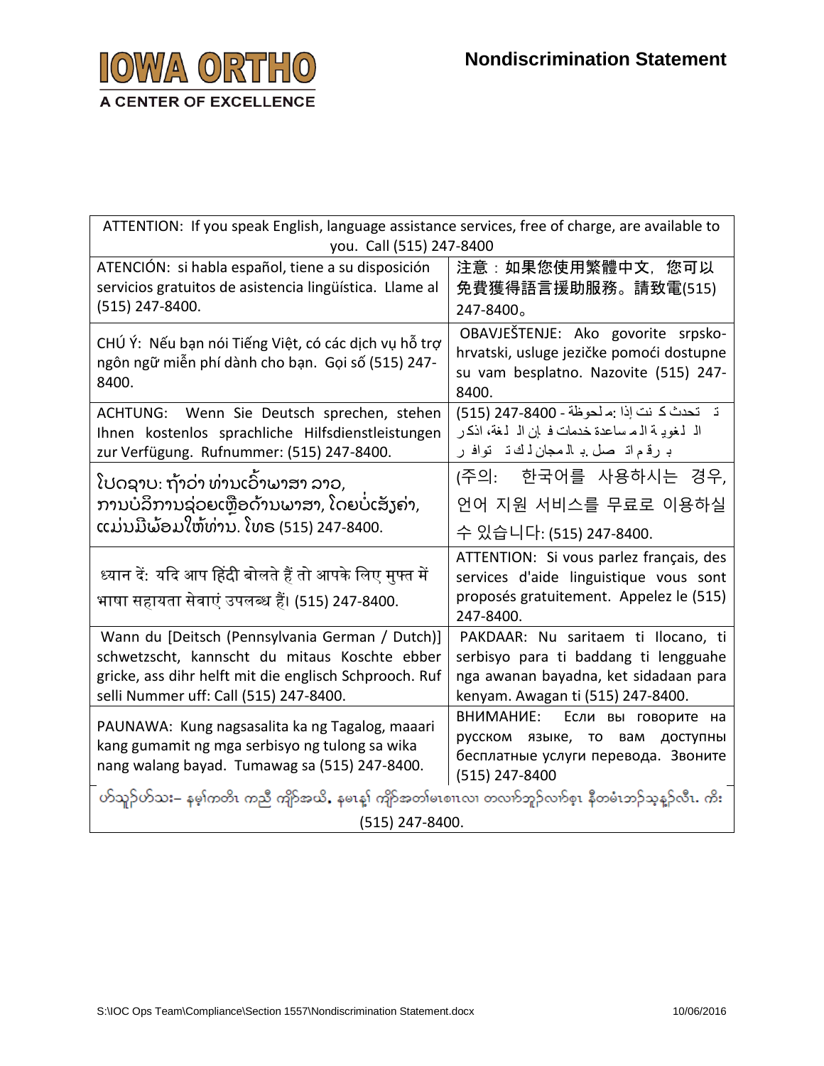IOWA ORTHO
A CENTER OF EXCELLENCE

# Nondiscrimination Statement

| | |
|---|---|
| ATTENTION: If you speak English, language assistance services, free of charge, are available to you. Call (515) 247-8400 | |
| ATENCIÓN: si habla español, tiene a su disposición servicios gratuitos de asistencia lingüística. Llame al (515) 247-8400. | 注意：如果您使用繁體中文，您可以免費獲得語言援助服務。請致電(515) 247-8400。 |
| CHÚ Ý: Nếu bạn nói Tiếng Việt, có các dịch vụ hỗ trợ ngôn ngữ miễn phí dành cho bạn. Gọi số (515) 247-8400. | OBAVJEŠTENJE: Ako govorite srpsko-hrvatski, usluge jezičke pomoći dostupne su vam besplatno. Nazovite (515) 247-8400. |
| ACHTUNG: Wenn Sie Deutsch sprechen, stehen Ihnen kostenlos sprachliche Hilfsdienstleistungen zur Verfügung. Rufnummer: (515) 247-8400. | ملحوظة: إذا كنت تتحدث اذكر اللغة، فإن خدمات المساعدة اللغوية تتوافر لك بالمجان. اتصل برقم 8400-247 (515) |
| ໂປດຊາບ: ຖ້າວ່າ ທ່ານເວົ້າພາສາ ລາວ, ການບໍລິການຊ່ວຍເຫຼືອດ້ານພາສາ, ໂດຍບໍ່ເສັຽຄ່າ, ແມ່ນມີພ້ອມໃຫ້ທ່ານ. ໂທຣ (515) 247-8400. | (주의: 한국어를 사용하시는 경우, 언어 지원 서비스를 무료로 이용하실 수 있습니다: (515) 247-8400. |
| ध्यान दें: यदि आप हिंदी बोलते हैं तो आपके लिए मुफ्त में भाषा सहायता सेवाएं उपलब्ध हैं। (515) 247-8400. | ATTENTION: Si vous parlez français, des services d'aide linguistique vous sont proposés gratuitement. Appelez le (515) 247-8400. |
| Wann du [Deitsch (Pennsylvania German / Dutch)] schwetzscht, kannscht du mitaus Koschte ebber gricke, ass dihr helft mit die englisch Schprooch. Ruf selli Nummer uff: Call (515) 247-8400. | PAKDAAR: Nu saritaem ti Ilocano, ti serbisyo para ti baddang ti lengguahe nga awanan bayadna, ket sidadaan para kenyam. Awagan ti (515) 247-8400. |
| PAUNAWA: Kung nagsasalita ka ng Tagalog, maaari kang gumamit ng mga serbisyo ng tulong sa wika nang walang bayad. Tumawag sa (515) 247-8400. | ВНИМАНИЕ: Если вы говорите на русском языке, то вам доступны бесплатные услуги перевода. Звоните (515) 247-8400 |
| ပာ်သူၣ်ပာ်သး– နမ့္ကတိၤ ကညီ ကိာ်အယိ, နမၤန့္ ကိာ်အတါမၤစၢၤလၢ တလၢာ်ဘူၣ်လၢာ်စ့ၤ နီတမံၤဘၣ်သ့န့ၣ်လီၤ. ကိး (515) 247-8400. | |